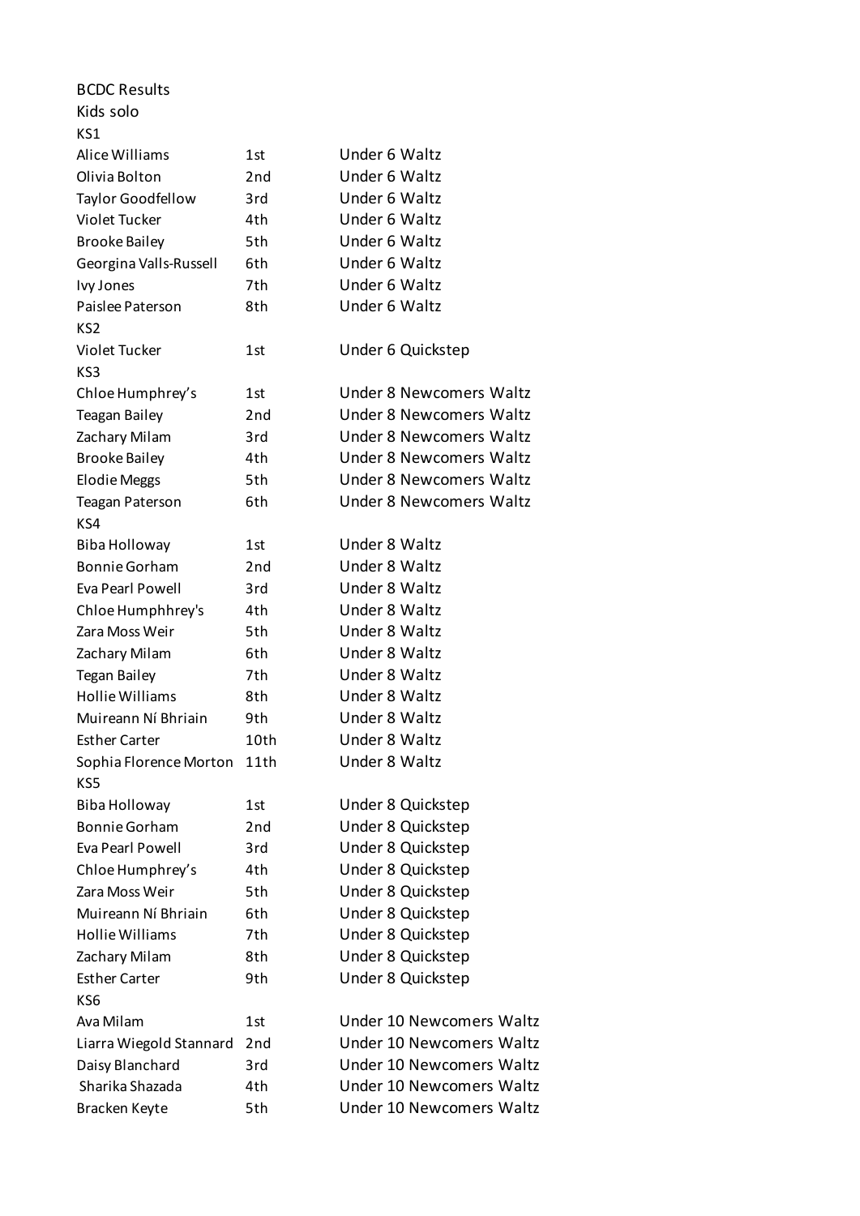BCDC Results

Kids solo

KS1

| | | |
|---|---|---|
| Alice Williams | 1st | Under 6 Waltz |
| Olivia Bolton | 2nd | Under 6 Waltz |
| Taylor Goodfellow | 3rd | Under 6 Waltz |
| Violet Tucker | 4th | Under 6 Waltz |
| Brooke Bailey | 5th | Under 6 Waltz |
| Georgina Valls-Russell | 6th | Under 6 Waltz |
| Ivy Jones | 7th | Under 6 Waltz |
| Paislee Paterson | 8th | Under 6 Waltz |

KS2

| | | |
|---|---|---|
| Violet Tucker | 1st | Under 6 Quickstep |

KS3

| | | |
|---|---|---|
| Chloe Humphrey's | 1st | Under 8 Newcomers Waltz |
| Teagan Bailey | 2nd | Under 8 Newcomers Waltz |
| Zachary Milam | 3rd | Under 8 Newcomers Waltz |
| Brooke Bailey | 4th | Under 8 Newcomers Waltz |
| Elodie Meggs | 5th | Under 8 Newcomers Waltz |
| Teagan Paterson | 6th | Under 8 Newcomers Waltz |

KS4

| | | |
|---|---|---|
| Biba Holloway | 1st | Under 8 Waltz |
| Bonnie Gorham | 2nd | Under 8 Waltz |
| Eva Pearl Powell | 3rd | Under 8 Waltz |
| Chloe Humphhrey's | 4th | Under 8 Waltz |
| Zara Moss Weir | 5th | Under 8 Waltz |
| Zachary Milam | 6th | Under 8 Waltz |
| Tegan Bailey | 7th | Under 8 Waltz |
| Hollie Williams | 8th | Under 8 Waltz |
| Muireann Ní Bhriain | 9th | Under 8 Waltz |
| Esther Carter | 10th | Under 8 Waltz |
| Sophia Florence Morton | 11th | Under 8 Waltz |

KS5

| | | |
|---|---|---|
| Biba Holloway | 1st | Under 8 Quickstep |
| Bonnie Gorham | 2nd | Under 8 Quickstep |
| Eva Pearl Powell | 3rd | Under 8 Quickstep |
| Chloe Humphrey's | 4th | Under 8 Quickstep |
| Zara Moss Weir | 5th | Under 8 Quickstep |
| Muireann Ní Bhriain | 6th | Under 8 Quickstep |
| Hollie Williams | 7th | Under 8 Quickstep |
| Zachary Milam | 8th | Under 8 Quickstep |
| Esther Carter | 9th | Under 8 Quickstep |

KS6

| | | |
|---|---|---|
| Ava Milam | 1st | Under 10 Newcomers Waltz |
| Liarra Wiegold Stannard | 2nd | Under 10 Newcomers Waltz |
| Daisy Blanchard | 3rd | Under 10 Newcomers Waltz |
| Sharika Shazada | 4th | Under 10 Newcomers Waltz |
| Bracken Keyte | 5th | Under 10 Newcomers Waltz |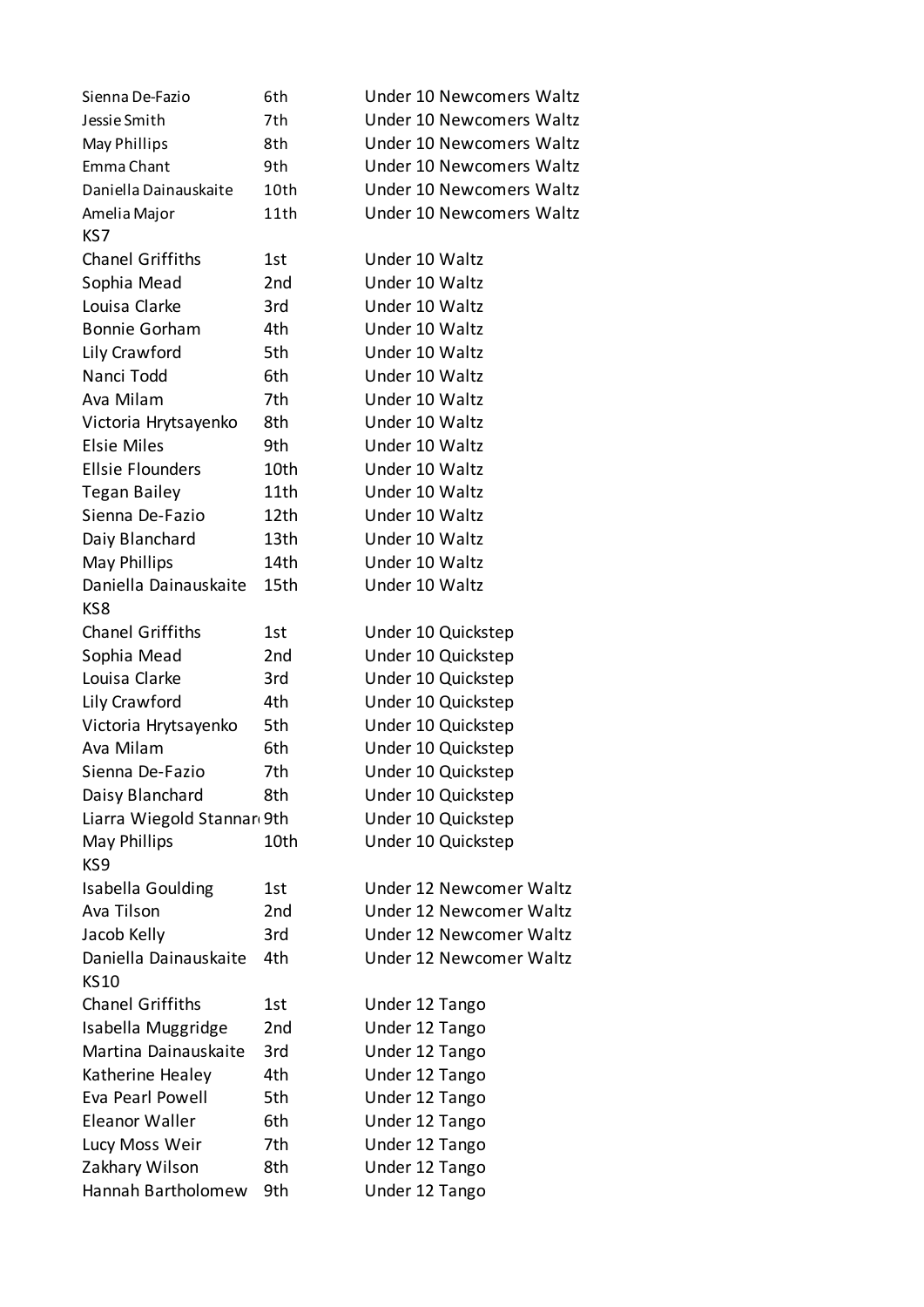| | | |
|---|---|---|
| Sienna De-Fazio | 6th | Under 10 Newcomers Waltz |
| Jessie Smith | 7th | Under 10 Newcomers Waltz |
| May Phillips | 8th | Under 10 Newcomers Waltz |
| Emma Chant | 9th | Under 10 Newcomers Waltz |
| Daniella Dainauskaite | 10th | Under 10 Newcomers Waltz |
| Amelia Major | 11th | Under 10 Newcomers Waltz |
| KS7 | | |
| Chanel Griffiths | 1st | Under 10 Waltz |
| Sophia Mead | 2nd | Under 10 Waltz |
| Louisa Clarke | 3rd | Under 10 Waltz |
| Bonnie Gorham | 4th | Under 10 Waltz |
| Lily Crawford | 5th | Under 10 Waltz |
| Nanci Todd | 6th | Under 10 Waltz |
| Ava Milam | 7th | Under 10 Waltz |
| Victoria Hrytsayenko | 8th | Under 10 Waltz |
| Elsie Miles | 9th | Under 10 Waltz |
| Ellsie Flounders | 10th | Under 10 Waltz |
| Tegan Bailey | 11th | Under 10 Waltz |
| Sienna De-Fazio | 12th | Under 10 Waltz |
| Daiy Blanchard | 13th | Under 10 Waltz |
| May Phillips | 14th | Under 10 Waltz |
| Daniella Dainauskaite | 15th | Under 10 Waltz |
| KS8 | | |
| Chanel Griffiths | 1st | Under 10 Quickstep |
| Sophia Mead | 2nd | Under 10 Quickstep |
| Louisa Clarke | 3rd | Under 10 Quickstep |
| Lily Crawford | 4th | Under 10 Quickstep |
| Victoria Hrytsayenko | 5th | Under 10 Quickstep |
| Ava Milam | 6th | Under 10 Quickstep |
| Sienna De-Fazio | 7th | Under 10 Quickstep |
| Daisy Blanchard | 8th | Under 10 Quickstep |
| Liarra Wiegold Stannar | 9th | Under 10 Quickstep |
| May Phillips | 10th | Under 10 Quickstep |
| KS9 | | |
| Isabella Goulding | 1st | Under 12 Newcomer Waltz |
| Ava Tilson | 2nd | Under 12 Newcomer Waltz |
| Jacob Kelly | 3rd | Under 12 Newcomer Waltz |
| Daniella Dainauskaite | 4th | Under 12 Newcomer Waltz |
| KS10 | | |
| Chanel Griffiths | 1st | Under 12 Tango |
| Isabella Muggridge | 2nd | Under 12 Tango |
| Martina Dainauskaite | 3rd | Under 12 Tango |
| Katherine Healey | 4th | Under 12 Tango |
| Eva Pearl Powell | 5th | Under 12 Tango |
| Eleanor Waller | 6th | Under 12 Tango |
| Lucy Moss Weir | 7th | Under 12 Tango |
| Zakhary Wilson | 8th | Under 12 Tango |
| Hannah Bartholomew | 9th | Under 12 Tango |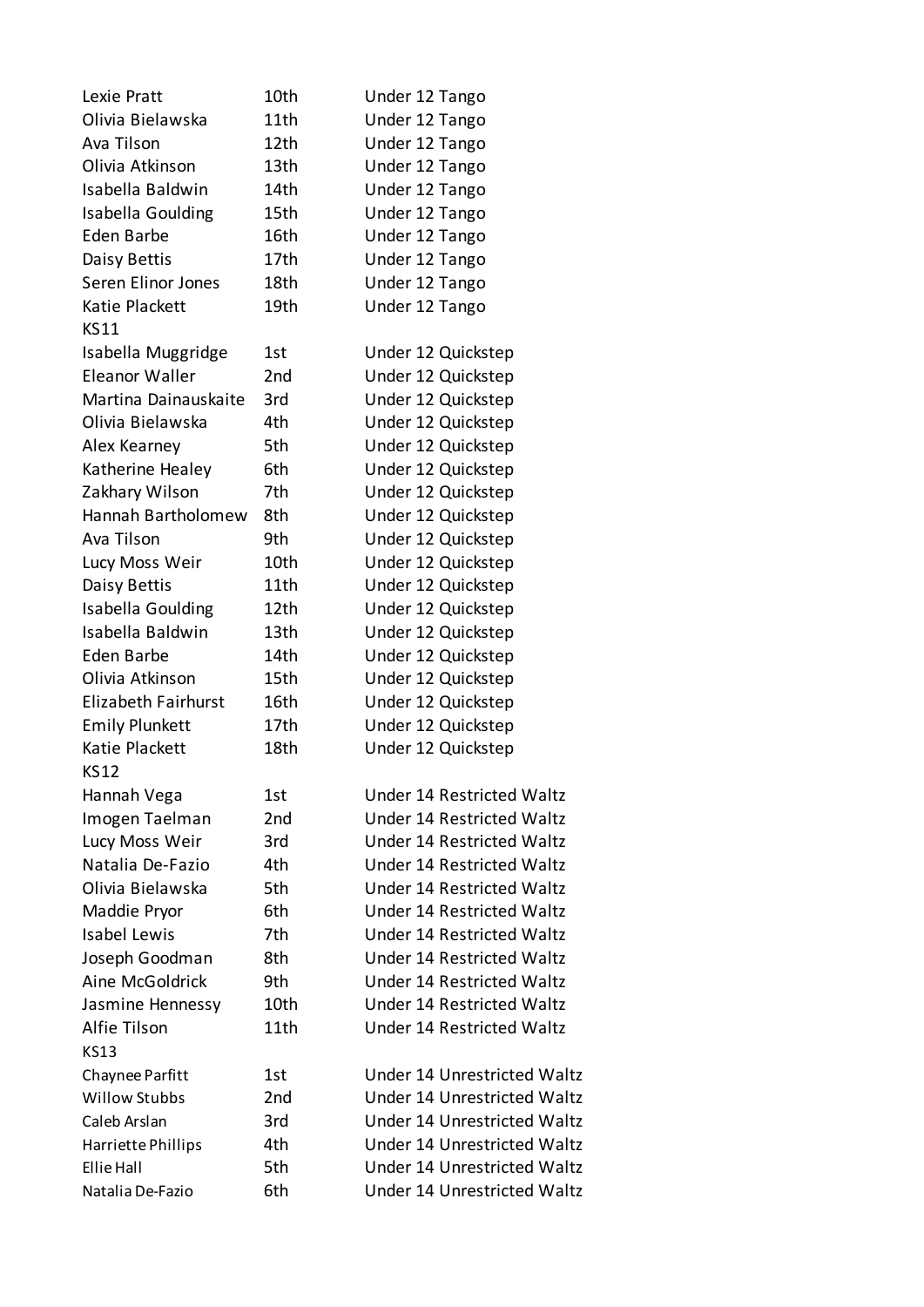| | | |
|---|---|---|
| Lexie Pratt | 10th | Under 12 Tango |
| Olivia Bielawska | 11th | Under 12 Tango |
| Ava Tilson | 12th | Under 12 Tango |
| Olivia Atkinson | 13th | Under 12 Tango |
| Isabella Baldwin | 14th | Under 12 Tango |
| Isabella Goulding | 15th | Under 12 Tango |
| Eden Barbe | 16th | Under 12 Tango |
| Daisy Bettis | 17th | Under 12 Tango |
| Seren Elinor Jones | 18th | Under 12 Tango |
| Katie Plackett | 19th | Under 12 Tango |
| KS11 | | |
| Isabella Muggridge | 1st | Under 12 Quickstep |
| Eleanor Waller | 2nd | Under 12 Quickstep |
| Martina Dainauskaite | 3rd | Under 12 Quickstep |
| Olivia Bielawska | 4th | Under 12 Quickstep |
| Alex Kearney | 5th | Under 12 Quickstep |
| Katherine Healey | 6th | Under 12 Quickstep |
| Zakhary Wilson | 7th | Under 12 Quickstep |
| Hannah Bartholomew | 8th | Under 12 Quickstep |
| Ava Tilson | 9th | Under 12 Quickstep |
| Lucy Moss Weir | 10th | Under 12 Quickstep |
| Daisy Bettis | 11th | Under 12 Quickstep |
| Isabella Goulding | 12th | Under 12 Quickstep |
| Isabella Baldwin | 13th | Under 12 Quickstep |
| Eden Barbe | 14th | Under 12 Quickstep |
| Olivia Atkinson | 15th | Under 12 Quickstep |
| Elizabeth Fairhurst | 16th | Under 12 Quickstep |
| Emily Plunkett | 17th | Under 12 Quickstep |
| Katie Plackett | 18th | Under 12 Quickstep |
| KS12 | | |
| Hannah Vega | 1st | Under 14 Restricted Waltz |
| Imogen Taelman | 2nd | Under 14 Restricted Waltz |
| Lucy Moss Weir | 3rd | Under 14 Restricted Waltz |
| Natalia De-Fazio | 4th | Under 14 Restricted Waltz |
| Olivia Bielawska | 5th | Under 14 Restricted Waltz |
| Maddie Pryor | 6th | Under 14 Restricted Waltz |
| Isabel Lewis | 7th | Under 14 Restricted Waltz |
| Joseph Goodman | 8th | Under 14 Restricted Waltz |
| Aine McGoldrick | 9th | Under 14 Restricted Waltz |
| Jasmine Hennessy | 10th | Under 14 Restricted Waltz |
| Alfie Tilson | 11th | Under 14 Restricted Waltz |
| KS13 | | |
| Chaynee Parfitt | 1st | Under 14 Unrestricted Waltz |
| Willow Stubbs | 2nd | Under 14 Unrestricted Waltz |
| Caleb Arslan | 3rd | Under 14 Unrestricted Waltz |
| Harriette Phillips | 4th | Under 14 Unrestricted Waltz |
| Ellie Hall | 5th | Under 14 Unrestricted Waltz |
| Natalia De-Fazio | 6th | Under 14 Unrestricted Waltz |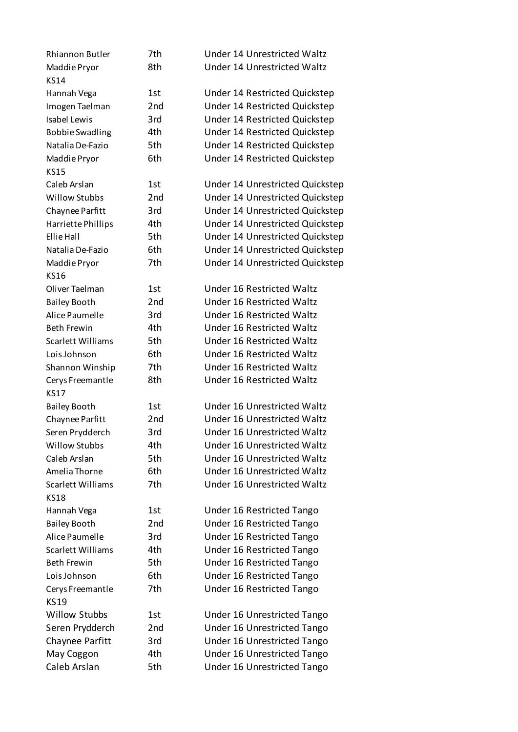| | | |
|---|---|---|
| Rhiannon Butler | 7th | Under 14 Unrestricted Waltz |
| Maddie Pryor | 8th | Under 14 Unrestricted Waltz |
| KS14 | | |
| Hannah Vega | 1st | Under 14 Restricted Quickstep |
| Imogen Taelman | 2nd | Under 14 Restricted Quickstep |
| Isabel Lewis | 3rd | Under 14 Restricted Quickstep |
| Bobbie Swadling | 4th | Under 14 Restricted Quickstep |
| Natalia De-Fazio | 5th | Under 14 Restricted Quickstep |
| Maddie Pryor | 6th | Under 14 Restricted Quickstep |
| KS15 | | |
| Caleb Arslan | 1st | Under 14 Unrestricted Quickstep |
| Willow Stubbs | 2nd | Under 14 Unrestricted Quickstep |
| Chaynee Parfitt | 3rd | Under 14 Unrestricted Quickstep |
| Harriette Phillips | 4th | Under 14 Unrestricted Quickstep |
| Ellie Hall | 5th | Under 14 Unrestricted Quickstep |
| Natalia De-Fazio | 6th | Under 14 Unrestricted Quickstep |
| Maddie Pryor | 7th | Under 14 Unrestricted Quickstep |
| KS16 | | |
| Oliver Taelman | 1st | Under 16 Restricted Waltz |
| Bailey Booth | 2nd | Under 16 Restricted Waltz |
| Alice Paumelle | 3rd | Under 16 Restricted Waltz |
| Beth Frewin | 4th | Under 16 Restricted Waltz |
| Scarlett Williams | 5th | Under 16 Restricted Waltz |
| Lois Johnson | 6th | Under 16 Restricted Waltz |
| Shannon Winship | 7th | Under 16 Restricted Waltz |
| Cerys Freemantle | 8th | Under 16 Restricted Waltz |
| KS17 | | |
| Bailey Booth | 1st | Under 16 Unrestricted Waltz |
| Chaynee Parfitt | 2nd | Under 16 Unrestricted Waltz |
| Seren Prydderch | 3rd | Under 16 Unrestricted Waltz |
| Willow Stubbs | 4th | Under 16 Unrestricted Waltz |
| Caleb Arslan | 5th | Under 16 Unrestricted Waltz |
| Amelia Thorne | 6th | Under 16 Unrestricted Waltz |
| Scarlett Williams | 7th | Under 16 Unrestricted Waltz |
| KS18 | | |
| Hannah Vega | 1st | Under 16 Restricted Tango |
| Bailey Booth | 2nd | Under 16 Restricted Tango |
| Alice Paumelle | 3rd | Under 16 Restricted Tango |
| Scarlett Williams | 4th | Under 16 Restricted Tango |
| Beth Frewin | 5th | Under 16 Restricted Tango |
| Lois Johnson | 6th | Under 16 Restricted Tango |
| Cerys Freemantle | 7th | Under 16 Restricted Tango |
| KS19 | | |
| Willow Stubbs | 1st | Under 16 Unrestricted Tango |
| Seren Prydderch | 2nd | Under 16 Unrestricted Tango |
| Chaynee Parfitt | 3rd | Under 16 Unrestricted Tango |
| May Coggon | 4th | Under 16 Unrestricted Tango |
| Caleb Arslan | 5th | Under 16 Unrestricted Tango |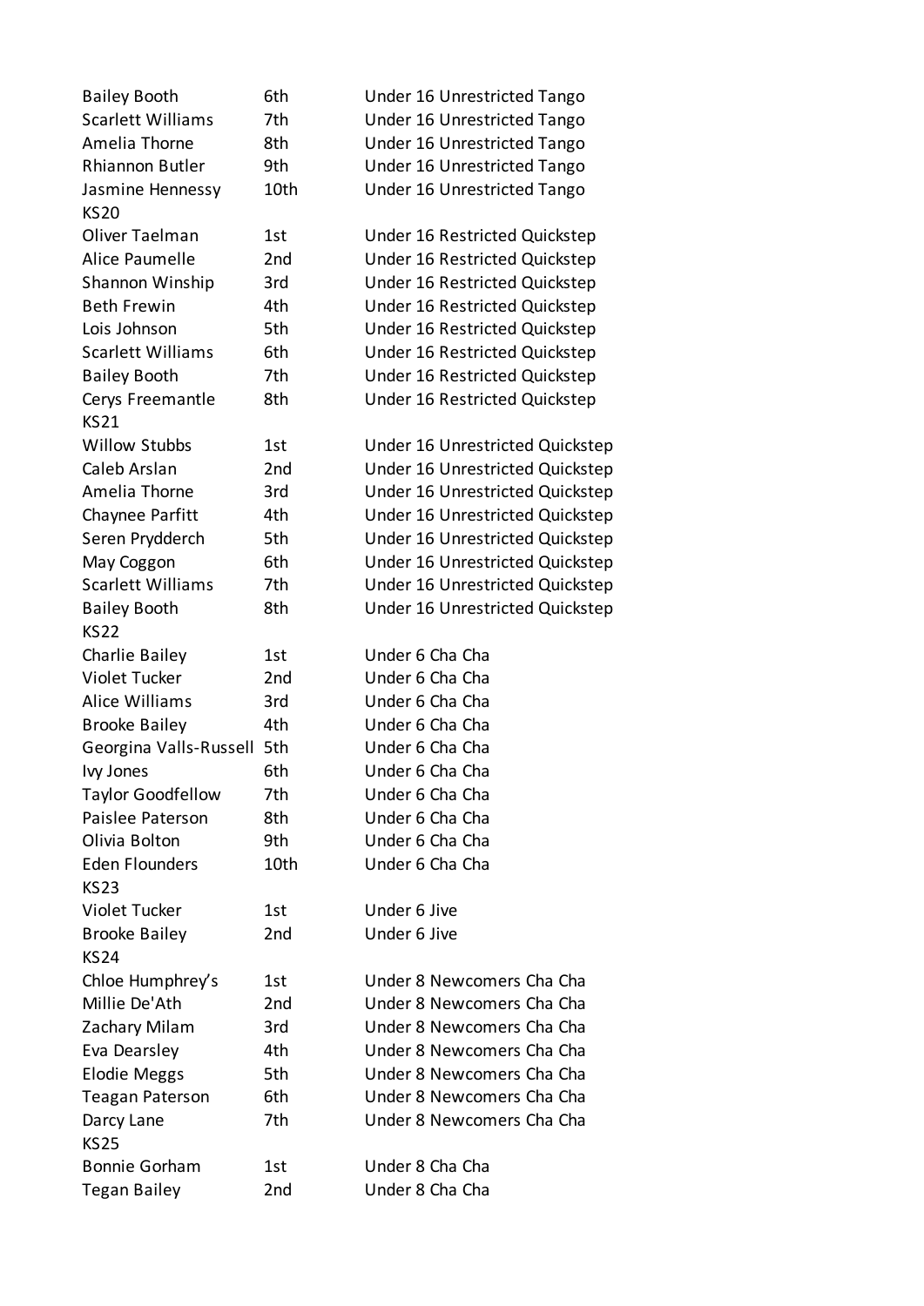| | | |
|---|---|---|
| Bailey Booth | 6th | Under 16 Unrestricted Tango |
| Scarlett Williams | 7th | Under 16 Unrestricted Tango |
| Amelia Thorne | 8th | Under 16 Unrestricted Tango |
| Rhiannon Butler | 9th | Under 16 Unrestricted Tango |
| Jasmine Hennessy | 10th | Under 16 Unrestricted Tango |
| KS20 | | |
| Oliver Taelman | 1st | Under 16 Restricted Quickstep |
| Alice Paumelle | 2nd | Under 16 Restricted Quickstep |
| Shannon Winship | 3rd | Under 16 Restricted Quickstep |
| Beth Frewin | 4th | Under 16 Restricted Quickstep |
| Lois Johnson | 5th | Under 16 Restricted Quickstep |
| Scarlett Williams | 6th | Under 16 Restricted Quickstep |
| Bailey Booth | 7th | Under 16 Restricted Quickstep |
| Cerys Freemantle | 8th | Under 16 Restricted Quickstep |
| KS21 | | |
| Willow Stubbs | 1st | Under 16 Unrestricted Quickstep |
| Caleb Arslan | 2nd | Under 16 Unrestricted Quickstep |
| Amelia Thorne | 3rd | Under 16 Unrestricted Quickstep |
| Chaynee Parfitt | 4th | Under 16 Unrestricted Quickstep |
| Seren Prydderch | 5th | Under 16 Unrestricted Quickstep |
| May Coggon | 6th | Under 16 Unrestricted Quickstep |
| Scarlett Williams | 7th | Under 16 Unrestricted Quickstep |
| Bailey Booth | 8th | Under 16 Unrestricted Quickstep |
| KS22 | | |
| Charlie Bailey | 1st | Under 6 Cha Cha |
| Violet Tucker | 2nd | Under 6 Cha Cha |
| Alice Williams | 3rd | Under 6 Cha Cha |
| Brooke Bailey | 4th | Under 6 Cha Cha |
| Georgina Valls-Russell | 5th | Under 6 Cha Cha |
| Ivy Jones | 6th | Under 6 Cha Cha |
| Taylor Goodfellow | 7th | Under 6 Cha Cha |
| Paislee Paterson | 8th | Under 6 Cha Cha |
| Olivia Bolton | 9th | Under 6 Cha Cha |
| Eden Flounders | 10th | Under 6 Cha Cha |
| KS23 | | |
| Violet Tucker | 1st | Under 6 Jive |
| Brooke Bailey | 2nd | Under 6 Jive |
| KS24 | | |
| Chloe Humphrey's | 1st | Under 8 Newcomers Cha Cha |
| Millie De'Ath | 2nd | Under 8 Newcomers Cha Cha |
| Zachary Milam | 3rd | Under 8 Newcomers Cha Cha |
| Eva Dearsley | 4th | Under 8 Newcomers Cha Cha |
| Elodie Meggs | 5th | Under 8 Newcomers Cha Cha |
| Teagan Paterson | 6th | Under 8 Newcomers Cha Cha |
| Darcy Lane | 7th | Under 8 Newcomers Cha Cha |
| KS25 | | |
| Bonnie Gorham | 1st | Under 8 Cha Cha |
| Tegan Bailey | 2nd | Under 8 Cha Cha |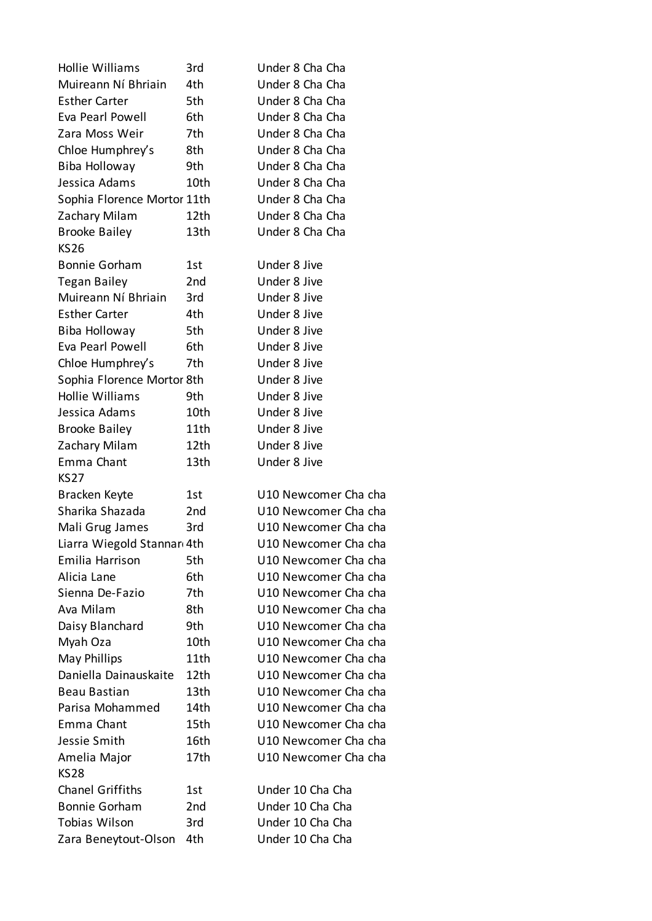| | | |
|---|---|---|
| Hollie Williams | 3rd | Under 8 Cha Cha |
| Muireann Ní Bhriain | 4th | Under 8 Cha Cha |
| Esther Carter | 5th | Under 8 Cha Cha |
| Eva Pearl Powell | 6th | Under 8 Cha Cha |
| Zara Moss Weir | 7th | Under 8 Cha Cha |
| Chloe Humphrey's | 8th | Under 8 Cha Cha |
| Biba Holloway | 9th | Under 8 Cha Cha |
| Jessica Adams | 10th | Under 8 Cha Cha |
| Sophia Florence Mortor | 11th | Under 8 Cha Cha |
| Zachary Milam | 12th | Under 8 Cha Cha |
| Brooke Bailey | 13th | Under 8 Cha Cha |
| KS26 | | |
| Bonnie Gorham | 1st | Under 8 Jive |
| Tegan Bailey | 2nd | Under 8 Jive |
| Muireann Ní Bhriain | 3rd | Under 8 Jive |
| Esther Carter | 4th | Under 8 Jive |
| Biba Holloway | 5th | Under 8 Jive |
| Eva Pearl Powell | 6th | Under 8 Jive |
| Chloe Humphrey's | 7th | Under 8 Jive |
| Sophia Florence Mortor | 8th | Under 8 Jive |
| Hollie Williams | 9th | Under 8 Jive |
| Jessica Adams | 10th | Under 8 Jive |
| Brooke Bailey | 11th | Under 8 Jive |
| Zachary Milam | 12th | Under 8 Jive |
| Emma Chant | 13th | Under 8 Jive |
| KS27 | | |
| Bracken Keyte | 1st | U10 Newcomer Cha cha |
| Sharika Shazada | 2nd | U10 Newcomer Cha cha |
| Mali Grug James | 3rd | U10 Newcomer Cha cha |
| Liarra Wiegold Stannar | 4th | U10 Newcomer Cha cha |
| Emilia Harrison | 5th | U10 Newcomer Cha cha |
| Alicia Lane | 6th | U10 Newcomer Cha cha |
| Sienna De-Fazio | 7th | U10 Newcomer Cha cha |
| Ava Milam | 8th | U10 Newcomer Cha cha |
| Daisy Blanchard | 9th | U10 Newcomer Cha cha |
| Myah Oza | 10th | U10 Newcomer Cha cha |
| May Phillips | 11th | U10 Newcomer Cha cha |
| Daniella Dainauskaite | 12th | U10 Newcomer Cha cha |
| Beau Bastian | 13th | U10 Newcomer Cha cha |
| Parisa Mohammed | 14th | U10 Newcomer Cha cha |
| Emma Chant | 15th | U10 Newcomer Cha cha |
| Jessie Smith | 16th | U10 Newcomer Cha cha |
| Amelia Major | 17th | U10 Newcomer Cha cha |
| KS28 | | |
| Chanel Griffiths | 1st | Under 10 Cha Cha |
| Bonnie Gorham | 2nd | Under 10 Cha Cha |
| Tobias Wilson | 3rd | Under 10 Cha Cha |
| Zara Beneytout-Olson | 4th | Under 10 Cha Cha |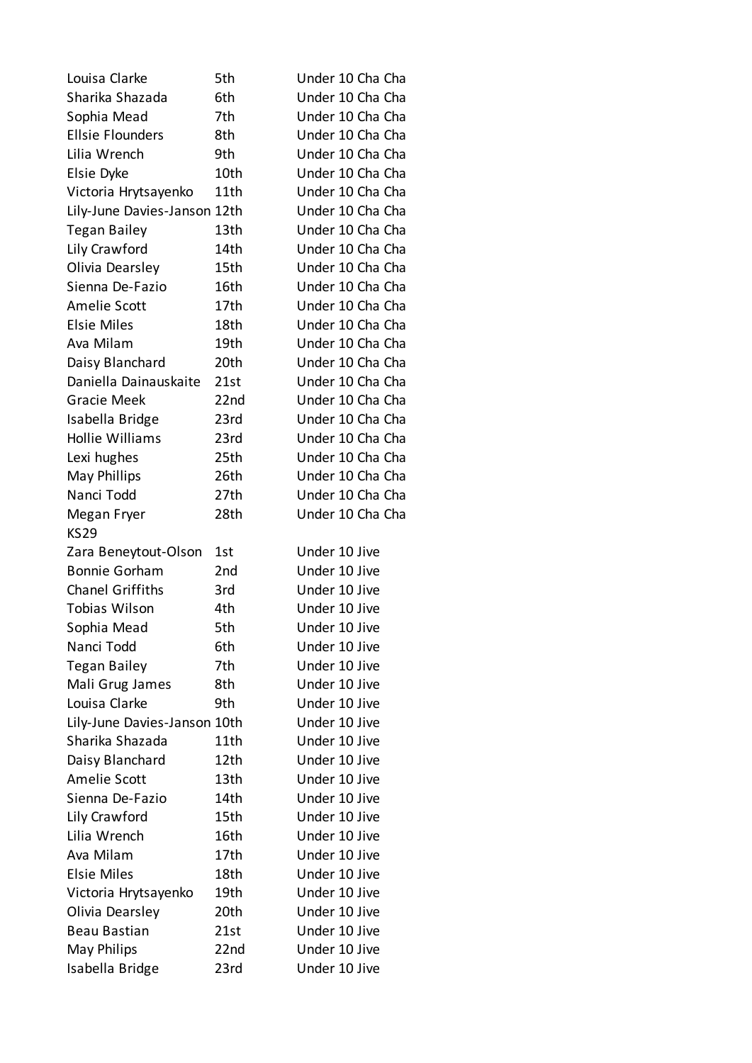| | | |
|---|---|---|
| Louisa Clarke | 5th | Under 10 Cha Cha |
| Sharika Shazada | 6th | Under 10 Cha Cha |
| Sophia Mead | 7th | Under 10 Cha Cha |
| Ellsie Flounders | 8th | Under 10 Cha Cha |
| Lilia Wrench | 9th | Under 10 Cha Cha |
| Elsie Dyke | 10th | Under 10 Cha Cha |
| Victoria Hrytsayenko | 11th | Under 10 Cha Cha |
| Lily-June Davies-Janson | 12th | Under 10 Cha Cha |
| Tegan Bailey | 13th | Under 10 Cha Cha |
| Lily Crawford | 14th | Under 10 Cha Cha |
| Olivia Dearsley | 15th | Under 10 Cha Cha |
| Sienna De-Fazio | 16th | Under 10 Cha Cha |
| Amelie Scott | 17th | Under 10 Cha Cha |
| Elsie Miles | 18th | Under 10 Cha Cha |
| Ava Milam | 19th | Under 10 Cha Cha |
| Daisy Blanchard | 20th | Under 10 Cha Cha |
| Daniella Dainauskaite | 21st | Under 10 Cha Cha |
| Gracie Meek | 22nd | Under 10 Cha Cha |
| Isabella Bridge | 23rd | Under 10 Cha Cha |
| Hollie Williams | 23rd | Under 10 Cha Cha |
| Lexi hughes | 25th | Under 10 Cha Cha |
| May Phillips | 26th | Under 10 Cha Cha |
| Nanci Todd | 27th | Under 10 Cha Cha |
| Megan Fryer | 28th | Under 10 Cha Cha |
| KS29 | | |
| Zara Beneytout-Olson | 1st | Under 10 Jive |
| Bonnie Gorham | 2nd | Under 10 Jive |
| Chanel Griffiths | 3rd | Under 10 Jive |
| Tobias Wilson | 4th | Under 10 Jive |
| Sophia Mead | 5th | Under 10 Jive |
| Nanci Todd | 6th | Under 10 Jive |
| Tegan Bailey | 7th | Under 10 Jive |
| Mali Grug James | 8th | Under 10 Jive |
| Louisa Clarke | 9th | Under 10 Jive |
| Lily-June Davies-Janson | 10th | Under 10 Jive |
| Sharika Shazada | 11th | Under 10 Jive |
| Daisy Blanchard | 12th | Under 10 Jive |
| Amelie Scott | 13th | Under 10 Jive |
| Sienna De-Fazio | 14th | Under 10 Jive |
| Lily Crawford | 15th | Under 10 Jive |
| Lilia Wrench | 16th | Under 10 Jive |
| Ava Milam | 17th | Under 10 Jive |
| Elsie Miles | 18th | Under 10 Jive |
| Victoria Hrytsayenko | 19th | Under 10 Jive |
| Olivia Dearsley | 20th | Under 10 Jive |
| Beau Bastian | 21st | Under 10 Jive |
| May Philips | 22nd | Under 10 Jive |
| Isabella Bridge | 23rd | Under 10 Jive |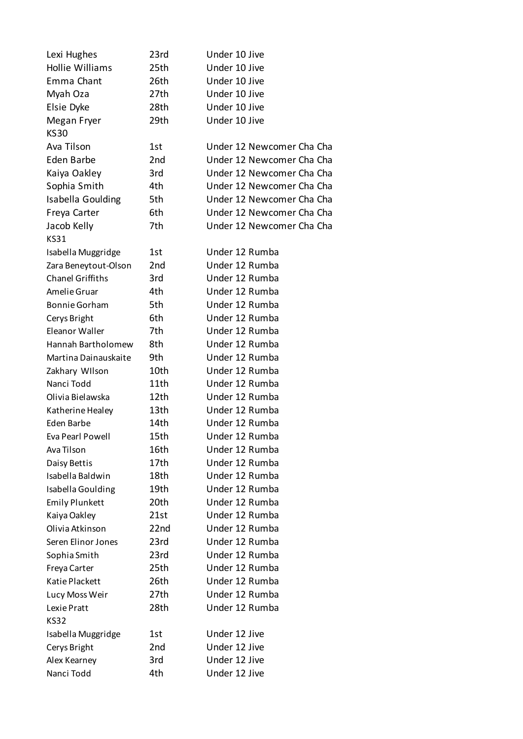| | | |
|---|---|---|
| Lexi Hughes | 23rd | Under 10 Jive |
| Hollie Williams | 25th | Under 10 Jive |
| Emma Chant | 26th | Under 10 Jive |
| Myah Oza | 27th | Under 10 Jive |
| Elsie Dyke | 28th | Under 10 Jive |
| Megan Fryer | 29th | Under 10 Jive |
| KS30 | | |
| Ava Tilson | 1st | Under 12 Newcomer Cha Cha |
| Eden Barbe | 2nd | Under 12 Newcomer Cha Cha |
| Kaiya Oakley | 3rd | Under 12 Newcomer Cha Cha |
| Sophia Smith | 4th | Under 12 Newcomer Cha Cha |
| Isabella Goulding | 5th | Under 12 Newcomer Cha Cha |
| Freya Carter | 6th | Under 12 Newcomer Cha Cha |
| Jacob Kelly | 7th | Under 12 Newcomer Cha Cha |
| KS31 | | |
| Isabella Muggridge | 1st | Under 12 Rumba |
| Zara Beneytout-Olson | 2nd | Under 12 Rumba |
| Chanel Griffiths | 3rd | Under 12 Rumba |
| Amelie Gruar | 4th | Under 12 Rumba |
| Bonnie Gorham | 5th | Under 12 Rumba |
| Cerys Bright | 6th | Under 12 Rumba |
| Eleanor Waller | 7th | Under 12 Rumba |
| Hannah Bartholomew | 8th | Under 12 Rumba |
| Martina Dainauskaite | 9th | Under 12 Rumba |
| Zakhary WIlson | 10th | Under 12 Rumba |
| Nanci Todd | 11th | Under 12 Rumba |
| Olivia Bielawska | 12th | Under 12 Rumba |
| Katherine Healey | 13th | Under 12 Rumba |
| Eden Barbe | 14th | Under 12 Rumba |
| Eva Pearl Powell | 15th | Under 12 Rumba |
| Ava Tilson | 16th | Under 12 Rumba |
| Daisy Bettis | 17th | Under 12 Rumba |
| Isabella Baldwin | 18th | Under 12 Rumba |
| Isabella Goulding | 19th | Under 12 Rumba |
| Emily Plunkett | 20th | Under 12 Rumba |
| Kaiya Oakley | 21st | Under 12 Rumba |
| Olivia Atkinson | 22nd | Under 12 Rumba |
| Seren Elinor Jones | 23rd | Under 12 Rumba |
| Sophia Smith | 23rd | Under 12 Rumba |
| Freya Carter | 25th | Under 12 Rumba |
| Katie Plackett | 26th | Under 12 Rumba |
| Lucy Moss Weir | 27th | Under 12 Rumba |
| Lexie Pratt | 28th | Under 12 Rumba |
| KS32 | | |
| Isabella Muggridge | 1st | Under 12 Jive |
| Cerys Bright | 2nd | Under 12 Jive |
| Alex Kearney | 3rd | Under 12 Jive |
| Nanci Todd | 4th | Under 12 Jive |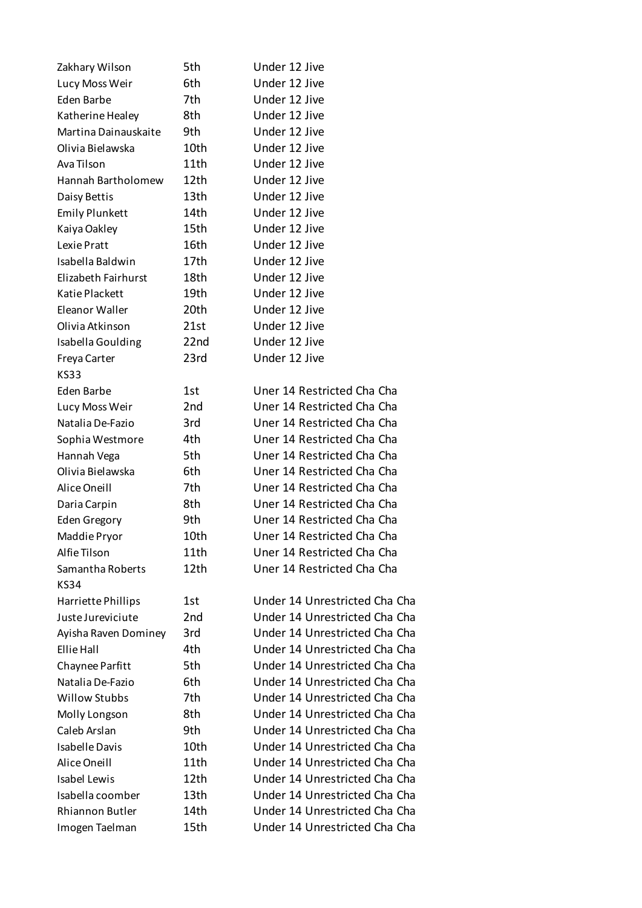| | | |
|---|---|---|
| Zakhary Wilson | 5th | Under 12 Jive |
| Lucy Moss Weir | 6th | Under 12 Jive |
| Eden Barbe | 7th | Under 12 Jive |
| Katherine Healey | 8th | Under 12 Jive |
| Martina Dainauskaite | 9th | Under 12 Jive |
| Olivia Bielawska | 10th | Under 12 Jive |
| Ava Tilson | 11th | Under 12 Jive |
| Hannah Bartholomew | 12th | Under 12 Jive |
| Daisy Bettis | 13th | Under 12 Jive |
| Emily Plunkett | 14th | Under 12 Jive |
| Kaiya Oakley | 15th | Under 12 Jive |
| Lexie Pratt | 16th | Under 12 Jive |
| Isabella Baldwin | 17th | Under 12 Jive |
| Elizabeth Fairhurst | 18th | Under 12 Jive |
| Katie Plackett | 19th | Under 12 Jive |
| Eleanor Waller | 20th | Under 12 Jive |
| Olivia Atkinson | 21st | Under 12 Jive |
| Isabella Goulding | 22nd | Under 12 Jive |
| Freya Carter | 23rd | Under 12 Jive |
| KS33 | | |
| Eden Barbe | 1st | Uner 14 Restricted Cha Cha |
| Lucy Moss Weir | 2nd | Uner 14 Restricted Cha Cha |
| Natalia De-Fazio | 3rd | Uner 14 Restricted Cha Cha |
| Sophia Westmore | 4th | Uner 14 Restricted Cha Cha |
| Hannah Vega | 5th | Uner 14 Restricted Cha Cha |
| Olivia Bielawska | 6th | Uner 14 Restricted Cha Cha |
| Alice Oneill | 7th | Uner 14 Restricted Cha Cha |
| Daria Carpin | 8th | Uner 14 Restricted Cha Cha |
| Eden Gregory | 9th | Uner 14 Restricted Cha Cha |
| Maddie Pryor | 10th | Uner 14 Restricted Cha Cha |
| Alfie Tilson | 11th | Uner 14 Restricted Cha Cha |
| Samantha Roberts | 12th | Uner 14 Restricted Cha Cha |
| KS34 | | |
| Harriette Phillips | 1st | Under 14 Unrestricted Cha Cha |
| Juste Jureviciute | 2nd | Under 14 Unrestricted Cha Cha |
| Ayisha Raven Dominey | 3rd | Under 14 Unrestricted Cha Cha |
| Ellie Hall | 4th | Under 14 Unrestricted Cha Cha |
| Chaynee Parfitt | 5th | Under 14 Unrestricted Cha Cha |
| Natalia De-Fazio | 6th | Under 14 Unrestricted Cha Cha |
| Willow Stubbs | 7th | Under 14 Unrestricted Cha Cha |
| Molly Longson | 8th | Under 14 Unrestricted Cha Cha |
| Caleb Arslan | 9th | Under 14 Unrestricted Cha Cha |
| Isabelle Davis | 10th | Under 14 Unrestricted Cha Cha |
| Alice Oneill | 11th | Under 14 Unrestricted Cha Cha |
| Isabel Lewis | 12th | Under 14 Unrestricted Cha Cha |
| Isabella coomber | 13th | Under 14 Unrestricted Cha Cha |
| Rhiannon Butler | 14th | Under 14 Unrestricted Cha Cha |
| Imogen Taelman | 15th | Under 14 Unrestricted Cha Cha |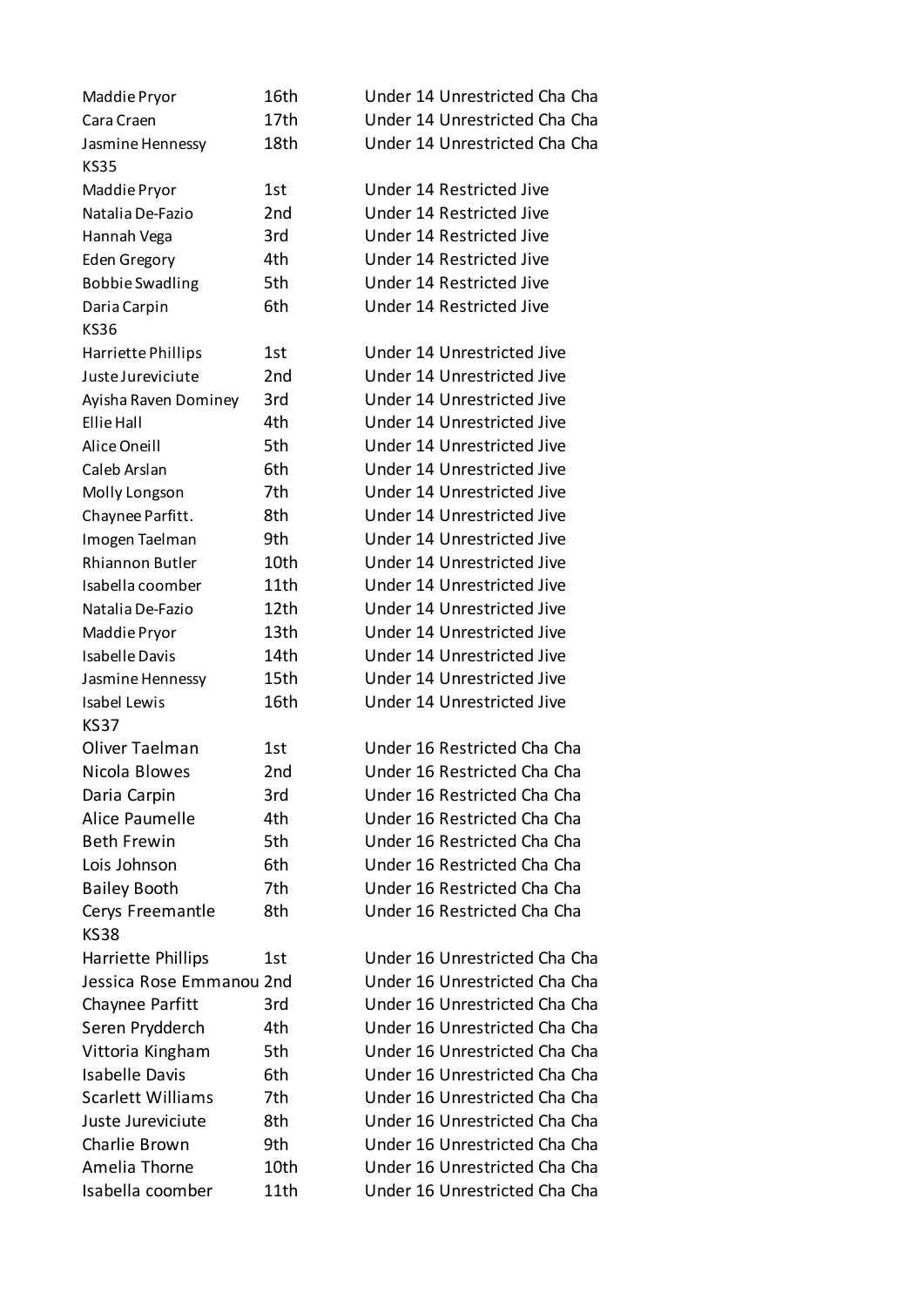| | | |
|---|---|---|
| Maddie Pryor | 16th | Under 14 Unrestricted Cha Cha |
| Cara Craen | 17th | Under 14 Unrestricted Cha Cha |
| Jasmine Hennessy | 18th | Under 14 Unrestricted Cha Cha |
| KS35 | | |
| Maddie Pryor | 1st | Under 14 Restricted Jive |
| Natalia De-Fazio | 2nd | Under 14 Restricted Jive |
| Hannah Vega | 3rd | Under 14 Restricted Jive |
| Eden Gregory | 4th | Under 14 Restricted Jive |
| Bobbie Swadling | 5th | Under 14 Restricted Jive |
| Daria Carpin | 6th | Under 14 Restricted Jive |
| KS36 | | |
| Harriette Phillips | 1st | Under 14 Unrestricted Jive |
| Juste Jureviciute | 2nd | Under 14 Unrestricted Jive |
| Ayisha Raven Dominey | 3rd | Under 14 Unrestricted Jive |
| Ellie Hall | 4th | Under 14 Unrestricted Jive |
| Alice Oneill | 5th | Under 14 Unrestricted Jive |
| Caleb Arslan | 6th | Under 14 Unrestricted Jive |
| Molly Longson | 7th | Under 14 Unrestricted Jive |
| Chaynee Parfitt. | 8th | Under 14 Unrestricted Jive |
| Imogen Taelman | 9th | Under 14 Unrestricted Jive |
| Rhiannon Butler | 10th | Under 14 Unrestricted Jive |
| Isabella coomber | 11th | Under 14 Unrestricted Jive |
| Natalia De-Fazio | 12th | Under 14 Unrestricted Jive |
| Maddie Pryor | 13th | Under 14 Unrestricted Jive |
| Isabelle Davis | 14th | Under 14 Unrestricted Jive |
| Jasmine Hennessy | 15th | Under 14 Unrestricted Jive |
| Isabel Lewis | 16th | Under 14 Unrestricted Jive |
| KS37 | | |
| Oliver Taelman | 1st | Under 16 Restricted Cha Cha |
| Nicola Blowes | 2nd | Under 16 Restricted Cha Cha |
| Daria Carpin | 3rd | Under 16 Restricted Cha Cha |
| Alice Paumelle | 4th | Under 16 Restricted Cha Cha |
| Beth Frewin | 5th | Under 16 Restricted Cha Cha |
| Lois Johnson | 6th | Under 16 Restricted Cha Cha |
| Bailey Booth | 7th | Under 16 Restricted Cha Cha |
| Cerys Freemantle | 8th | Under 16 Restricted Cha Cha |
| KS38 | | |
| Harriette Phillips | 1st | Under 16 Unrestricted Cha Cha |
| Jessica Rose Emmanou | 2nd | Under 16 Unrestricted Cha Cha |
| Chaynee Parfitt | 3rd | Under 16 Unrestricted Cha Cha |
| Seren Prydderch | 4th | Under 16 Unrestricted Cha Cha |
| Vittoria Kingham | 5th | Under 16 Unrestricted Cha Cha |
| Isabelle Davis | 6th | Under 16 Unrestricted Cha Cha |
| Scarlett Williams | 7th | Under 16 Unrestricted Cha Cha |
| Juste Jureviciute | 8th | Under 16 Unrestricted Cha Cha |
| Charlie Brown | 9th | Under 16 Unrestricted Cha Cha |
| Amelia Thorne | 10th | Under 16 Unrestricted Cha Cha |
| Isabella coomber | 11th | Under 16 Unrestricted Cha Cha |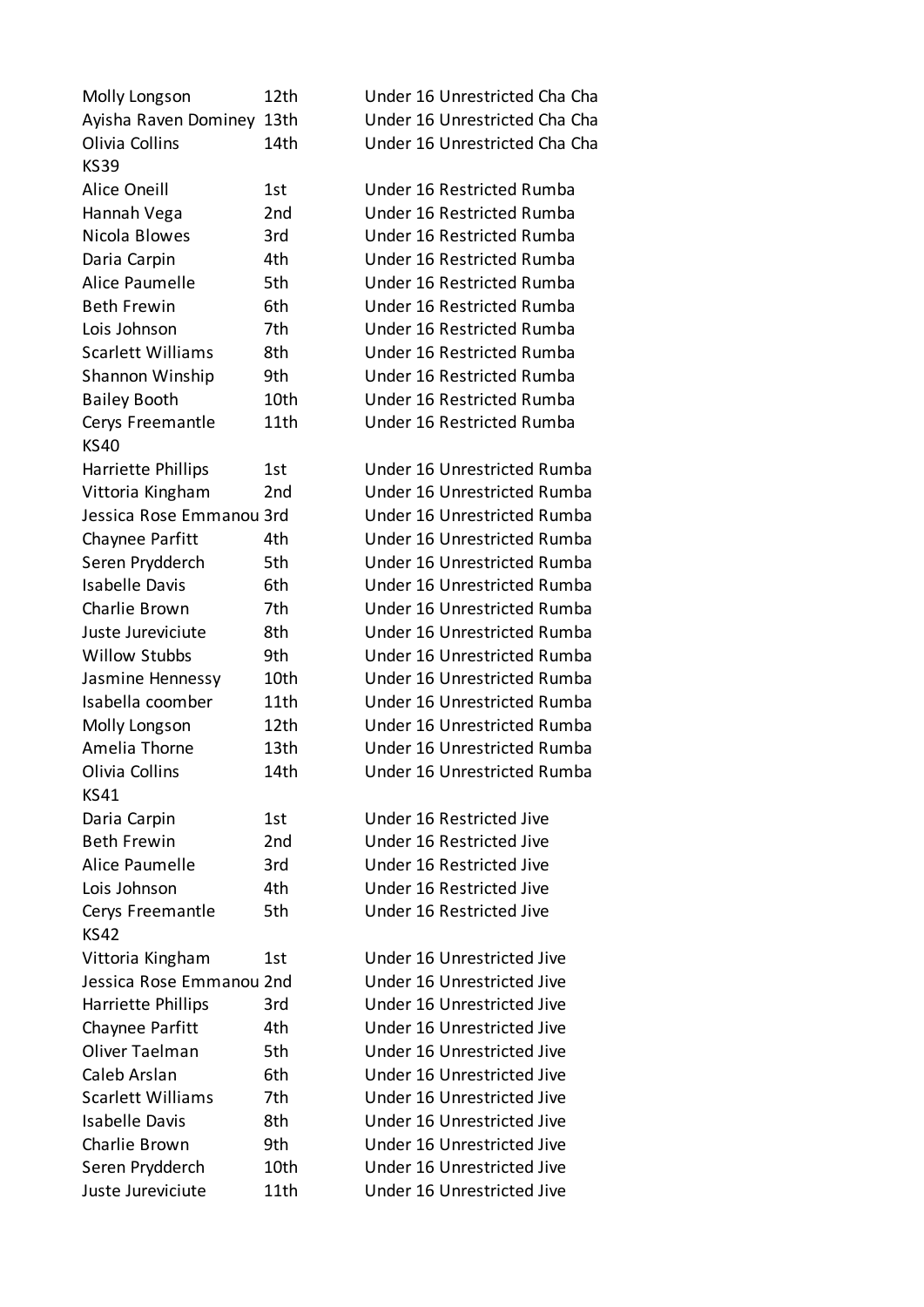| | | |
|---|---|---|
| Molly Longson | 12th | Under 16 Unrestricted Cha Cha |
| Ayisha Raven Dominey | 13th | Under 16 Unrestricted Cha Cha |
| Olivia Collins | 14th | Under 16 Unrestricted Cha Cha |
| KS39 | | |
| Alice Oneill | 1st | Under 16 Restricted Rumba |
| Hannah Vega | 2nd | Under 16 Restricted Rumba |
| Nicola Blowes | 3rd | Under 16 Restricted Rumba |
| Daria Carpin | 4th | Under 16 Restricted Rumba |
| Alice Paumelle | 5th | Under 16 Restricted Rumba |
| Beth Frewin | 6th | Under 16 Restricted Rumba |
| Lois Johnson | 7th | Under 16 Restricted Rumba |
| Scarlett Williams | 8th | Under 16 Restricted Rumba |
| Shannon Winship | 9th | Under 16 Restricted Rumba |
| Bailey Booth | 10th | Under 16 Restricted Rumba |
| Cerys Freemantle | 11th | Under 16 Restricted Rumba |
| KS40 | | |
| Harriette Phillips | 1st | Under 16 Unrestricted Rumba |
| Vittoria Kingham | 2nd | Under 16 Unrestricted Rumba |
| Jessica Rose Emmanou | 3rd | Under 16 Unrestricted Rumba |
| Chaynee Parfitt | 4th | Under 16 Unrestricted Rumba |
| Seren Prydderch | 5th | Under 16 Unrestricted Rumba |
| Isabelle Davis | 6th | Under 16 Unrestricted Rumba |
| Charlie Brown | 7th | Under 16 Unrestricted Rumba |
| Juste Jureviciute | 8th | Under 16 Unrestricted Rumba |
| Willow Stubbs | 9th | Under 16 Unrestricted Rumba |
| Jasmine Hennessy | 10th | Under 16 Unrestricted Rumba |
| Isabella coomber | 11th | Under 16 Unrestricted Rumba |
| Molly Longson | 12th | Under 16 Unrestricted Rumba |
| Amelia Thorne | 13th | Under 16 Unrestricted Rumba |
| Olivia Collins | 14th | Under 16 Unrestricted Rumba |
| KS41 | | |
| Daria Carpin | 1st | Under 16 Restricted Jive |
| Beth Frewin | 2nd | Under 16 Restricted Jive |
| Alice Paumelle | 3rd | Under 16 Restricted Jive |
| Lois Johnson | 4th | Under 16 Restricted Jive |
| Cerys Freemantle | 5th | Under 16 Restricted Jive |
| KS42 | | |
| Vittoria Kingham | 1st | Under 16 Unrestricted Jive |
| Jessica Rose Emmanou | 2nd | Under 16 Unrestricted Jive |
| Harriette Phillips | 3rd | Under 16 Unrestricted Jive |
| Chaynee Parfitt | 4th | Under 16 Unrestricted Jive |
| Oliver Taelman | 5th | Under 16 Unrestricted Jive |
| Caleb Arslan | 6th | Under 16 Unrestricted Jive |
| Scarlett Williams | 7th | Under 16 Unrestricted Jive |
| Isabelle Davis | 8th | Under 16 Unrestricted Jive |
| Charlie Brown | 9th | Under 16 Unrestricted Jive |
| Seren Prydderch | 10th | Under 16 Unrestricted Jive |
| Juste Jureviciute | 11th | Under 16 Unrestricted Jive |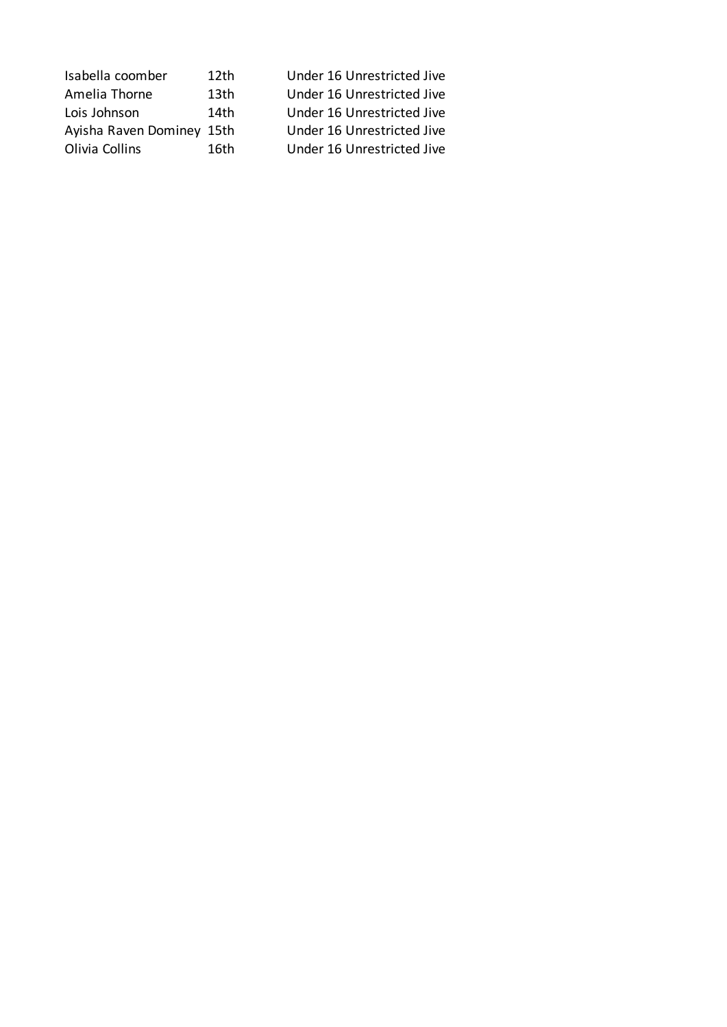| | | |
|---|---|---|
| Isabella coomber | 12th | Under 16 Unrestricted Jive |
| Amelia Thorne | 13th | Under 16 Unrestricted Jive |
| Lois Johnson | 14th | Under 16 Unrestricted Jive |
| Ayisha Raven Dominey | 15th | Under 16 Unrestricted Jive |
| Olivia Collins | 16th | Under 16 Unrestricted Jive |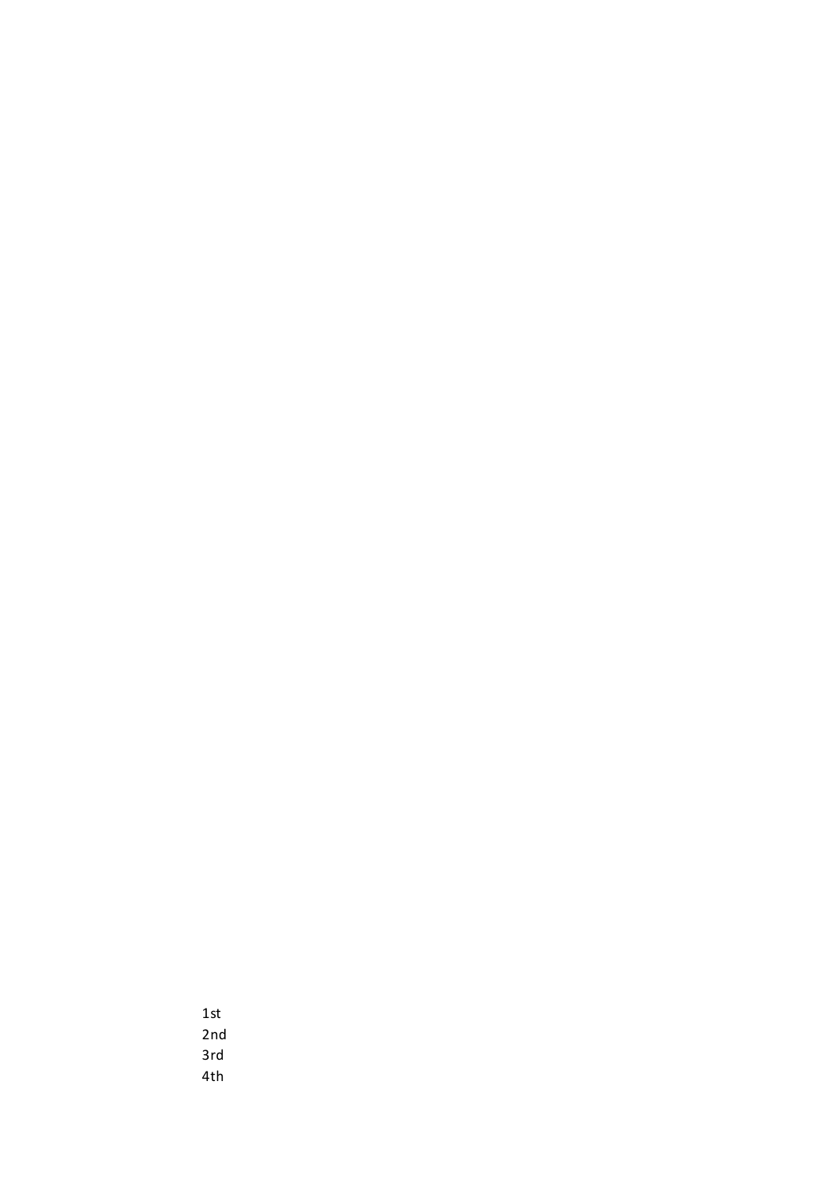1st
2nd
3rd
4th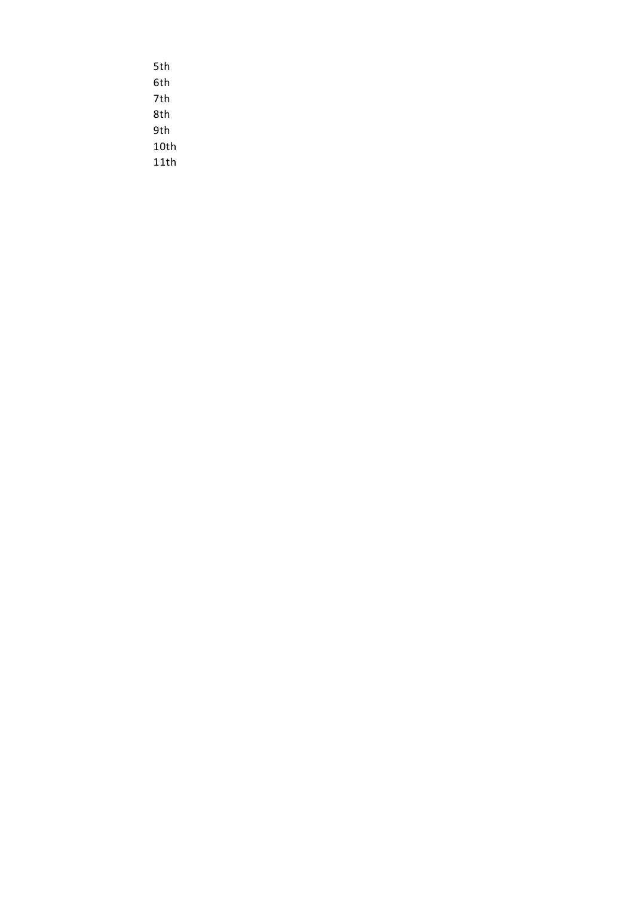5th
6th
7th
8th
9th
10th
11th